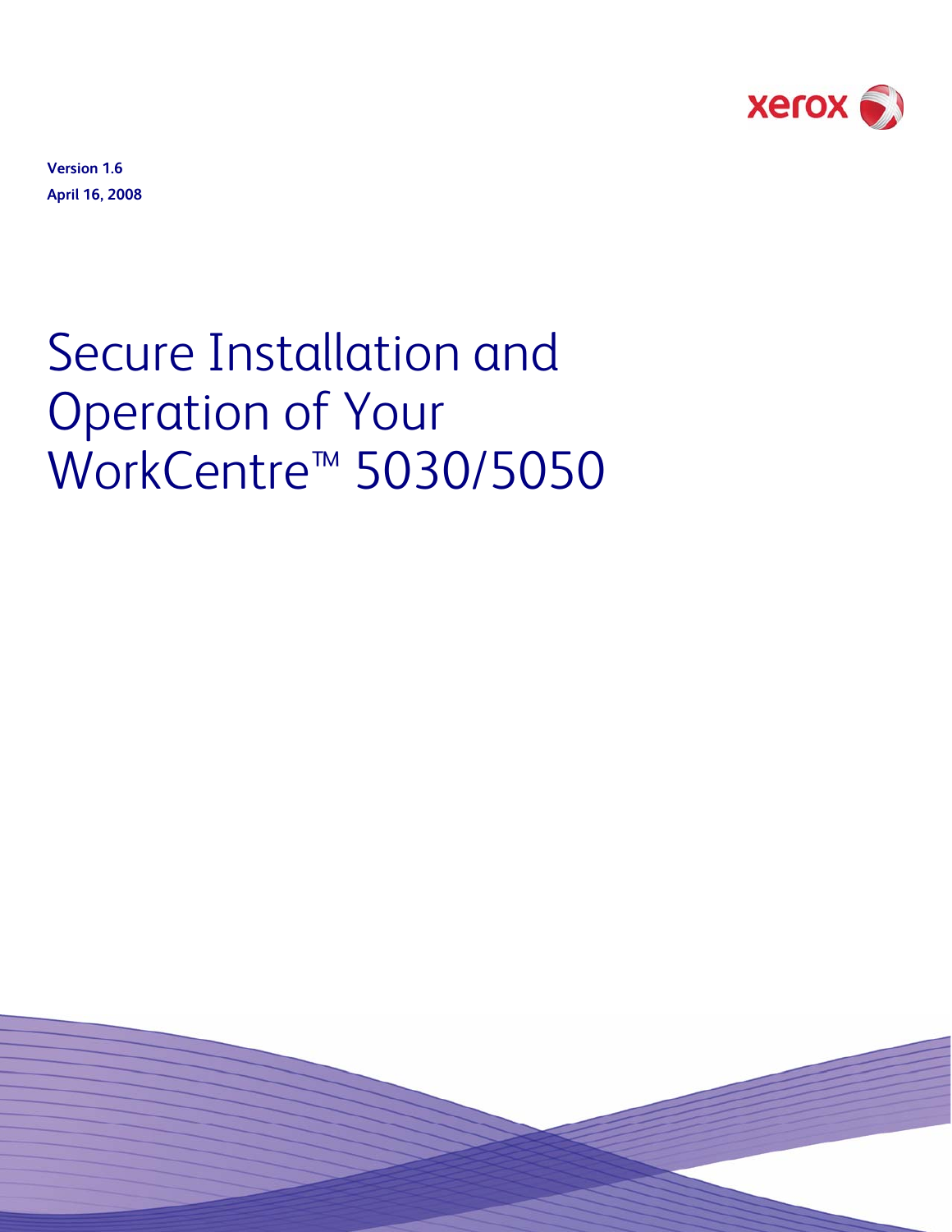Version 1.6

April 16, 2008

# Secure Installation and Operation of Your WorkCentre™ 5030/5050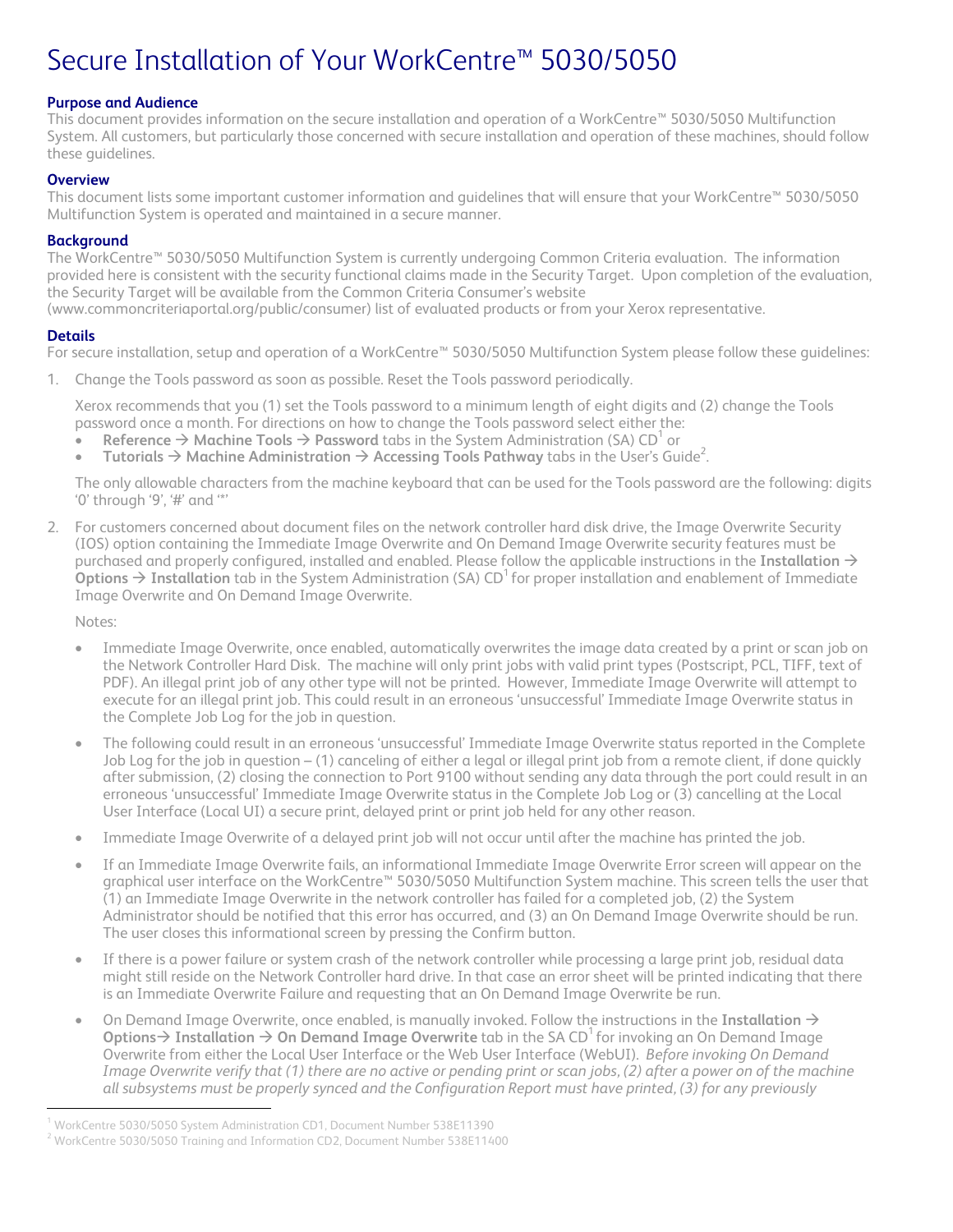# Secure Installation of Your WorkCentre™ 5030/5050

### Purpose and Audience

This document provides information on the secure installation and operation of a WorkCentre™ 5030/5050 Multifunction System. All customers, but particularly those concerned with secure installation and operation of these machines, should follow these guidelines.

### Overview

This document lists some important customer information and guidelines that will ensure that your WorkCentre™ 5030/5050 Multifunction System is operated and maintained in a secure manner.

### Background

The WorkCentre™ 5030/5050 Multifunction System is currently undergoing Common Criteria evaluation. The information provided here is consistent with the security functional claims made in the Security Target. Upon completion of the evaluation, the Security Target will be available from the Common Criteria Consumer's website (www.commoncriteriaportal.org/public/consumer) list of evaluated products or from your Xerox representative.

### Details

For secure installation, setup and operation of a WorkCentre™ 5030/5050 Multifunction System please follow these guidelines:

1. Change the Tools password as soon as possible. Reset the Tools password periodically.

   Xerox recommends that you (1) set the Tools password to a minimum length of eight digits and (2) change the Tools password once a month. For directions on how to change the Tools password select either the:
   - **Reference → Machine Tools → Password** tabs in the System Administration (SA) CD[1] or
   - **Tutorials → Machine Administration → Accessing Tools Pathway** tabs in the User's Guide[2].

   The only allowable characters from the machine keyboard that can be used for the Tools password are the following: digits '0' through '9', '#' and '*'

2. For customers concerned about document files on the network controller hard disk drive, the Image Overwrite Security (IOS) option containing the Immediate Image Overwrite and On Demand Image Overwrite security features must be purchased and properly configured, installed and enabled. Please follow the applicable instructions in the **Installation → Options → Installation** tab in the System Administration (SA) CD[1] for proper installation and enablement of Immediate Image Overwrite and On Demand Image Overwrite.

   Notes:

   - Immediate Image Overwrite, once enabled, automatically overwrites the image data created by a print or scan job on the Network Controller Hard Disk. The machine will only print jobs with valid print types (Postscript, PCL, TIFF, text of PDF). An illegal print job of any other type will not be printed. However, Immediate Image Overwrite will attempt to execute for an illegal print job. This could result in an erroneous 'unsuccessful' Immediate Image Overwrite status in the Complete Job Log for the job in question.

   - The following could result in an erroneous 'unsuccessful' Immediate Image Overwrite status reported in the Complete Job Log for the job in question – (1) canceling of either a legal or illegal print job from a remote client, if done quickly after submission, (2) closing the connection to Port 9100 without sending any data through the port could result in an erroneous 'unsuccessful' Immediate Image Overwrite status in the Complete Job Log or (3) cancelling at the Local User Interface (Local UI) a secure print, delayed print or print job held for any other reason.

   - Immediate Image Overwrite of a delayed print job will not occur until after the machine has printed the job.

   - If an Immediate Image Overwrite fails, an informational Immediate Image Overwrite Error screen will appear on the graphical user interface on the WorkCentre™ 5030/5050 Multifunction System machine. This screen tells the user that (1) an Immediate Image Overwrite in the network controller has failed for a completed job, (2) the System Administrator should be notified that this error has occurred, and (3) an On Demand Image Overwrite should be run. The user closes this informational screen by pressing the Confirm button.

   - If there is a power failure or system crash of the network controller while processing a large print job, residual data might still reside on the Network Controller hard drive. In that case an error sheet will be printed indicating that there is an Immediate Overwrite Failure and requesting that an On Demand Image Overwrite be run.

   - On Demand Image Overwrite, once enabled, is manually invoked. Follow the instructions in the **Installation → Options→ Installation → On Demand Image Overwrite** tab in the SA CD[1] for invoking an On Demand Image Overwrite from either the Local User Interface or the Web User Interface (WebUI). *Before invoking On Demand Image Overwrite verify that (1) there are no active or pending print or scan jobs, (2) after a power on of the machine all subsystems must be properly synced and the Configuration Report must have printed, (3) for any previously*

[1] WorkCentre 5030/5050 System Administration CD1, Document Number 538E11390

[2] WorkCentre 5030/5050 Training and Information CD2, Document Number 538E11400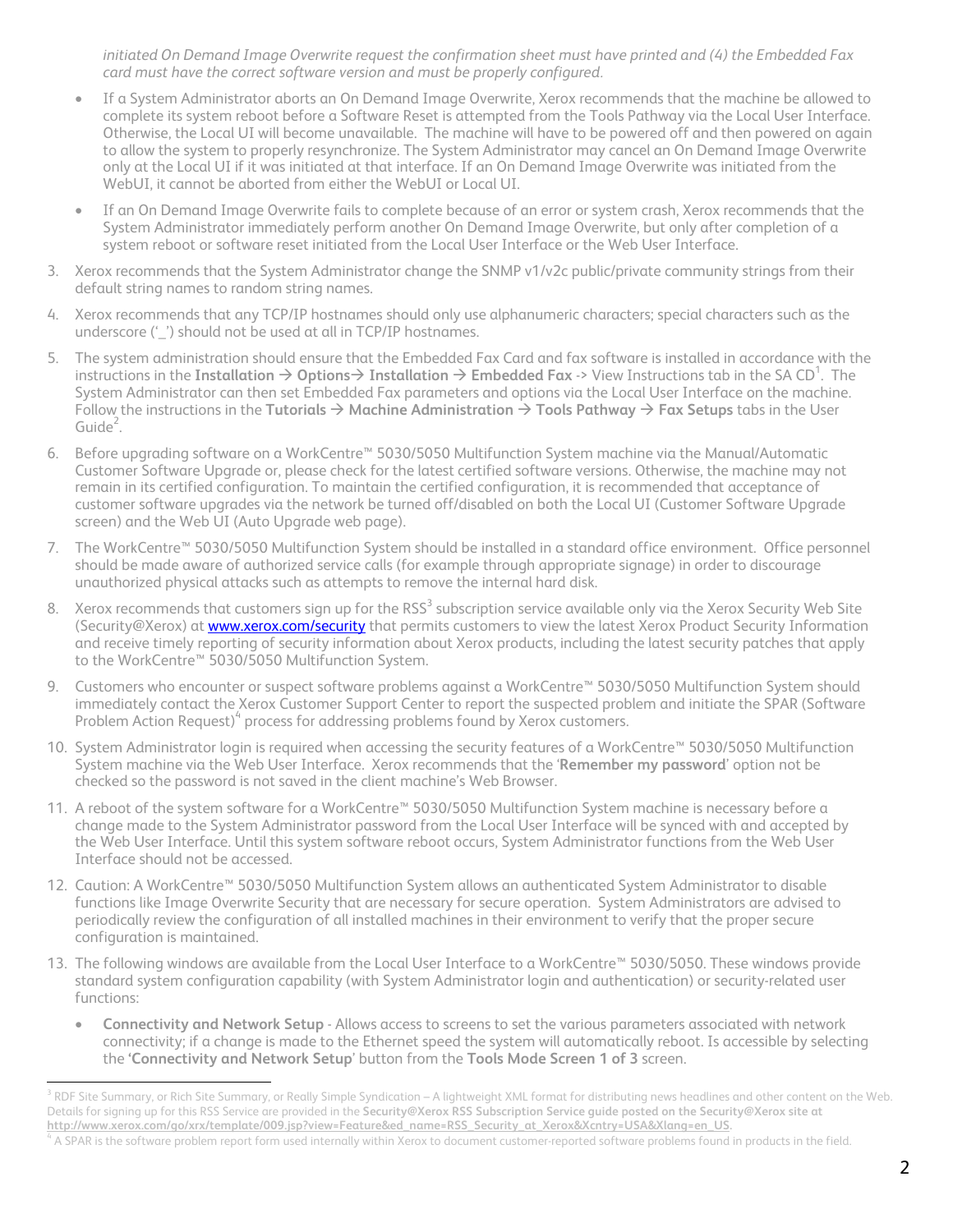*initiated On Demand Image Overwrite request the confirmation sheet must have printed and (4) the Embedded Fax card must have the correct software version and must be properly configured.*

- If a System Administrator aborts an On Demand Image Overwrite, Xerox recommends that the machine be allowed to complete its system reboot before a Software Reset is attempted from the Tools Pathway via the Local User Interface. Otherwise, the Local UI will become unavailable. The machine will have to be powered off and then powered on again to allow the system to properly resynchronize. The System Administrator may cancel an On Demand Image Overwrite only at the Local UI if it was initiated at that interface. If an On Demand Image Overwrite was initiated from the WebUI, it cannot be aborted from either the WebUI or Local UI.
- If an On Demand Image Overwrite fails to complete because of an error or system crash, Xerox recommends that the System Administrator immediately perform another On Demand Image Overwrite, but only after completion of a system reboot or software reset initiated from the Local User Interface or the Web User Interface.

3. Xerox recommends that the System Administrator change the SNMP v1/v2c public/private community strings from their default string names to random string names.
4. Xerox recommends that any TCP/IP hostnames should only use alphanumeric characters; special characters such as the underscore ('_') should not be used at all in TCP/IP hostnames.
5. The system administration should ensure that the Embedded Fax Card and fax software is installed in accordance with the instructions in the **Installation → Options→ Installation → Embedded Fax** -> View Instructions tab in the SA CD[1]. The System Administrator can then set Embedded Fax parameters and options via the Local User Interface on the machine. Follow the instructions in the **Tutorials → Machine Administration → Tools Pathway → Fax Setups** tabs in the User Guide[2].
6. Before upgrading software on a WorkCentre™ 5030/5050 Multifunction System machine via the Manual/Automatic Customer Software Upgrade or, please check for the latest certified software versions. Otherwise, the machine may not remain in its certified configuration. To maintain the certified configuration, it is recommended that acceptance of customer software upgrades via the network be turned off/disabled on both the Local UI (Customer Software Upgrade screen) and the Web UI (Auto Upgrade web page).
7. The WorkCentre™ 5030/5050 Multifunction System should be installed in a standard office environment. Office personnel should be made aware of authorized service calls (for example through appropriate signage) in order to discourage unauthorized physical attacks such as attempts to remove the internal hard disk.
8. Xerox recommends that customers sign up for the RSS[3] subscription service available only via the Xerox Security Web Site (Security@Xerox) at [www.xerox.com/security](www.xerox.com/security) that permits customers to view the latest Xerox Product Security Information and receive timely reporting of security information about Xerox products, including the latest security patches that apply to the WorkCentre™ 5030/5050 Multifunction System.
9. Customers who encounter or suspect software problems against a WorkCentre™ 5030/5050 Multifunction System should immediately contact the Xerox Customer Support Center to report the suspected problem and initiate the SPAR (Software Problem Action Request)[4] process for addressing problems found by Xerox customers.
10. System Administrator login is required when accessing the security features of a WorkCentre™ 5030/5050 Multifunction System machine via the Web User Interface. Xerox recommends that the '**Remember my password**' option not be checked so the password is not saved in the client machine's Web Browser.
11. A reboot of the system software for a WorkCentre™ 5030/5050 Multifunction System machine is necessary before a change made to the System Administrator password from the Local User Interface will be synced with and accepted by the Web User Interface. Until this system software reboot occurs, System Administrator functions from the Web User Interface should not be accessed.
12. Caution: A WorkCentre™ 5030/5050 Multifunction System allows an authenticated System Administrator to disable functions like Image Overwrite Security that are necessary for secure operation. System Administrators are advised to periodically review the configuration of all installed machines in their environment to verify that the proper secure configuration is maintained.
13. The following windows are available from the Local User Interface to a WorkCentre™ 5030/5050. These windows provide standard system configuration capability (with System Administrator login and authentication) or security-related user functions:
    - **Connectivity and Network Setup** - Allows access to screens to set the various parameters associated with network connectivity; if a change is made to the Ethernet speed the system will automatically reboot. Is accessible by selecting the '**Connectivity and Network Setup**' button from the **Tools Mode Screen 1 of 3** screen.

[3] RDF Site Summary, or Rich Site Summary, or Really Simple Syndication – A lightweight XML format for distributing news headlines and other content on the Web. Details for signing up for this RSS Service are provided in the **Security@Xerox RSS Subscription Service guide posted on the Security@Xerox site at [http://www.xerox.com/go/xrx/template/009.jsp?view=Feature&ed_name=RSS_Security_at_Xerox&Xcntry=USA&Xlang=en_US](http://www.xerox.com/go/xrx/template/009.jsp?view=Feature&ed_name=RSS_Security_at_Xerox&Xcntry=USA&Xlang=en_US)**.

[4] A SPAR is the software problem report form used internally within Xerox to document customer-reported software problems found in products in the field.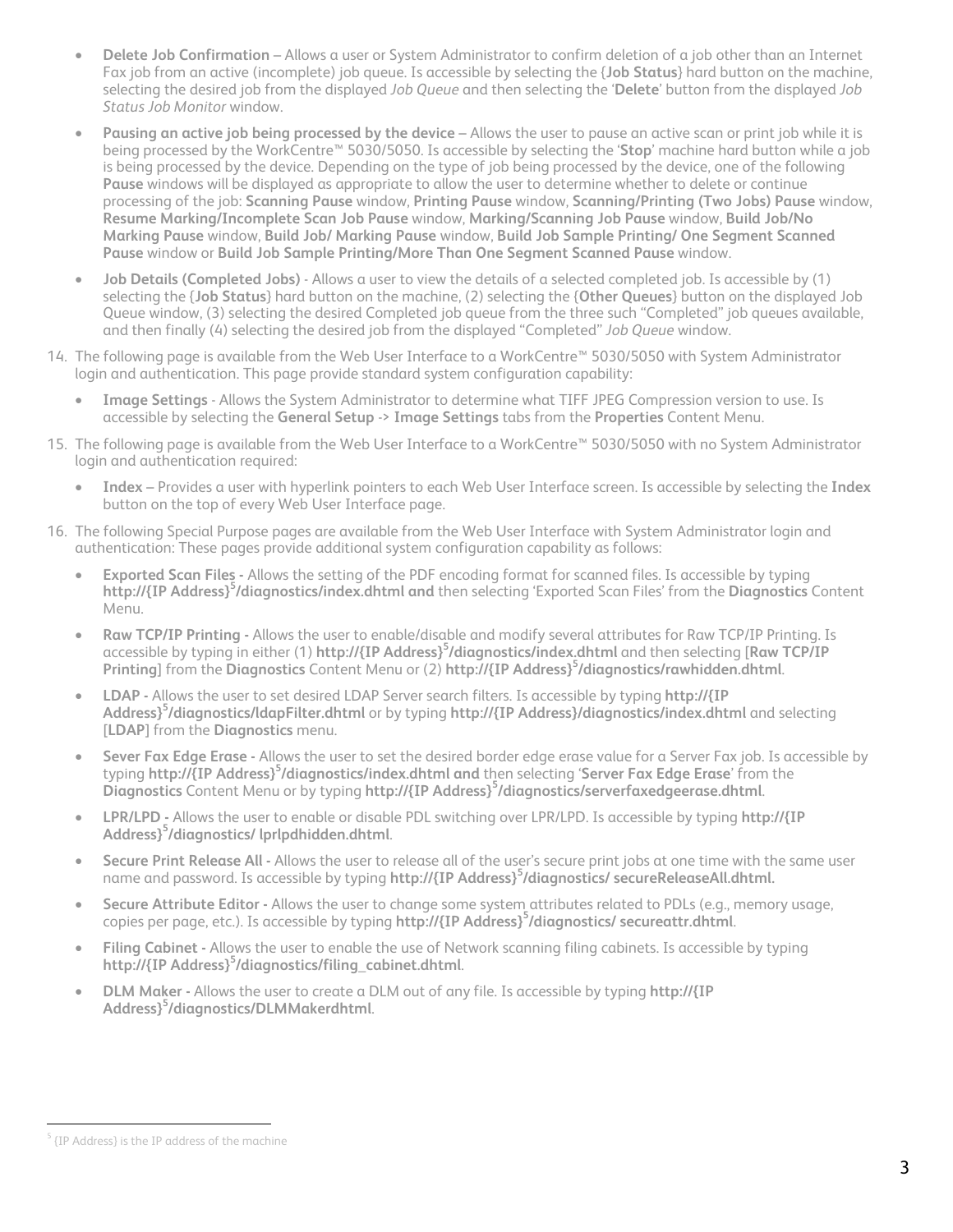- **Delete Job Confirmation** – Allows a user or System Administrator to confirm deletion of a job other than an Internet Fax job from an active (incomplete) job queue. Is accessible by selecting the {**Job Status**} hard button on the machine, selecting the desired job from the displayed *Job Queue* and then selecting the '**Delete**' button from the displayed *Job Status Job Monitor* window.
- **Pausing an active job being processed by the device** – Allows the user to pause an active scan or print job while it is being processed by the WorkCentre™ 5030/5050. Is accessible by selecting the '**Stop**' machine hard button while a job is being processed by the device. Depending on the type of job being processed by the device, one of the following **Pause** windows will be displayed as appropriate to allow the user to determine whether to delete or continue processing of the job: **Scanning Pause** window, **Printing Pause** window, **Scanning/Printing (Two Jobs) Pause** window, **Resume Marking/Incomplete Scan Job Pause** window, **Marking/Scanning Job Pause** window, **Build Job/No Marking Pause** window, **Build Job/ Marking Pause** window, **Build Job Sample Printing/ One Segment Scanned Pause** window or **Build Job Sample Printing/More Than One Segment Scanned Pause** window.
- **Job Details (Completed Jobs)** - Allows a user to view the details of a selected completed job. Is accessible by (1) selecting the {**Job Status**} hard button on the machine, (2) selecting the {**Other Queues**} button on the displayed Job Queue window, (3) selecting the desired Completed job queue from the three such "Completed" job queues available, and then finally (4) selecting the desired job from the displayed "Completed" *Job Queue* window.

14. The following page is available from the Web User Interface to a WorkCentre™ 5030/5050 with System Administrator login and authentication. This page provide standard system configuration capability:
    - **Image Settings** - Allows the System Administrator to determine what TIFF JPEG Compression version to use. Is accessible by selecting the **General Setup -> Image Settings** tabs from the **Properties** Content Menu.
15. The following page is available from the Web User Interface to a WorkCentre™ 5030/5050 with no System Administrator login and authentication required:
    - **Index** – Provides a user with hyperlink pointers to each Web User Interface screen. Is accessible by selecting the **Index** button on the top of every Web User Interface page.
16. The following Special Purpose pages are available from the Web User Interface with System Administrator login and authentication: These pages provide additional system configuration capability as follows:
    - **Exported Scan Files -** Allows the setting of the PDF encoding format for scanned files. Is accessible by typing **http://{IP Address}[5]/diagnostics/index.dhtml and** then selecting 'Exported Scan Files' from the **Diagnostics** Content Menu.
    - **Raw TCP/IP Printing -** Allows the user to enable/disable and modify several attributes for Raw TCP/IP Printing. Is accessible by typing in either (1) **http://{IP Address}[5]/diagnostics/index.dhtml** and then selecting [**Raw TCP/IP Printing**] from the **Diagnostics** Content Menu or (2) **http://{IP Address}[5]/diagnostics/rawhidden.dhtml**.
    - **LDAP -** Allows the user to set desired LDAP Server search filters. Is accessible by typing **http://{IP Address}[5]/diagnostics/ldapFilter.dhtml** or by typing **http://{IP Address}/diagnostics/index.dhtml** and selecting [**LDAP**] from the **Diagnostics** menu.
    - **Sever Fax Edge Erase -** Allows the user to set the desired border edge erase value for a Server Fax job. Is accessible by typing **http://{IP Address}[5]/diagnostics/index.dhtml and** then selecting '**Server Fax Edge Erase**' from the **Diagnostics** Content Menu or by typing **http://{IP Address}[5]/diagnostics/serverfaxedgeerase.dhtml**.
    - **LPR/LPD -** Allows the user to enable or disable PDL switching over LPR/LPD. Is accessible by typing **http://{IP Address}[5]/diagnostics/ lprlpdhidden.dhtml**.
    - **Secure Print Release All -** Allows the user to release all of the user's secure print jobs at one time with the same user name and password. Is accessible by typing **http://{IP Address}[5]/diagnostics/ secureReleaseAll.dhtml.**
    - **Secure Attribute Editor -** Allows the user to change some system attributes related to PDLs (e.g., memory usage, copies per page, etc.). Is accessible by typing **http://{IP Address}[5]/diagnostics/ secureattr.dhtml**.
    - **Filing Cabinet -** Allows the user to enable the use of Network scanning filing cabinets. Is accessible by typing **http://{IP Address}[5]/diagnostics/filing_cabinet.dhtml**.
    - **DLM Maker -** Allows the user to create a DLM out of any file. Is accessible by typing **http://{IP Address}[5]/diagnostics/DLMMakerdhtml**.

[5] {IP Address} is the IP address of the machine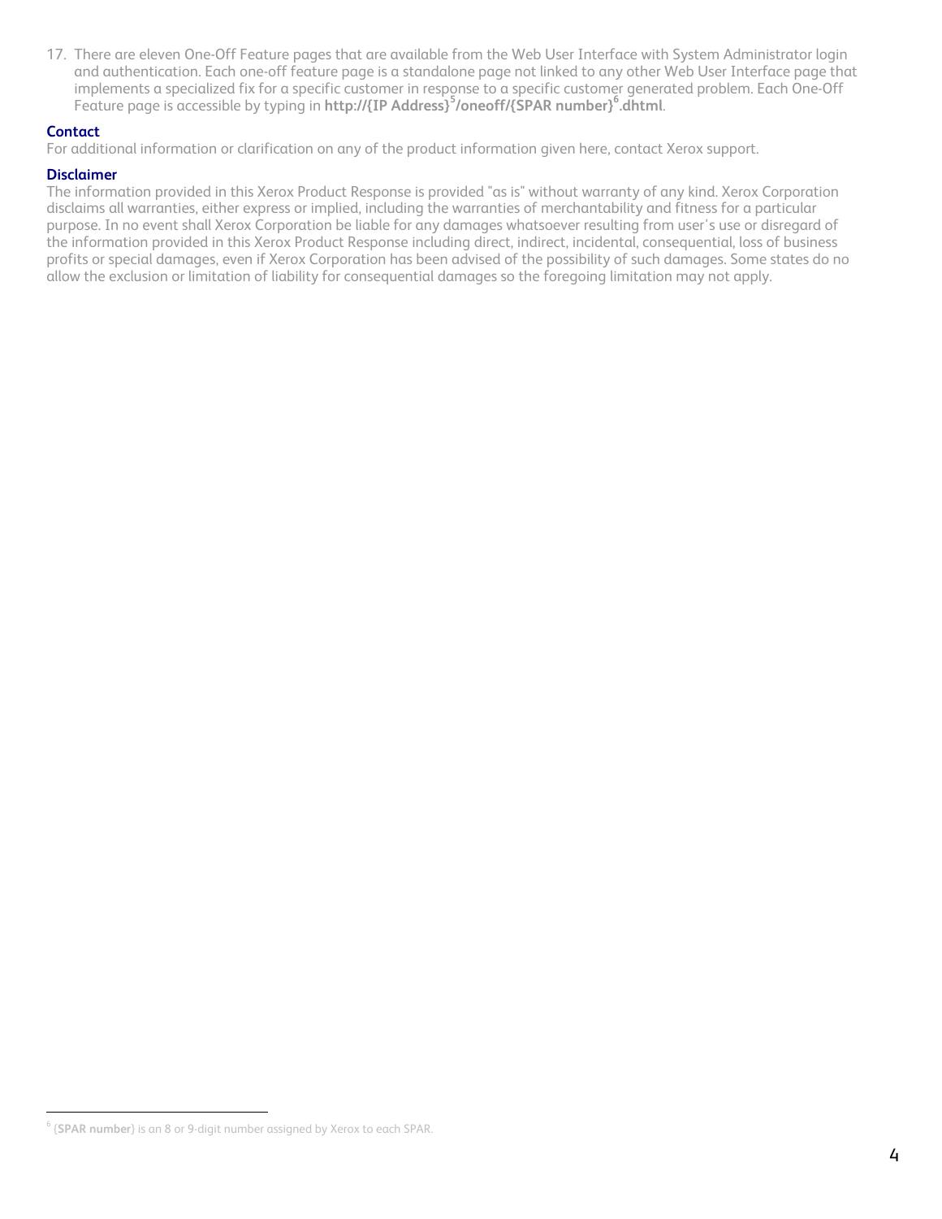17. There are eleven One-Off Feature pages that are available from the Web User Interface with System Administrator login and authentication. Each one-off feature page is a standalone page not linked to any other Web User Interface page that implements a specialized fix for a specific customer in response to a specific customer generated problem. Each One-Off Feature page is accessible by typing in **http://{IP Address}[5]/oneoff/{SPAR number}[6].dhtml**.

### Contact

For additional information or clarification on any of the product information given here, contact Xerox support.

### Disclaimer

The information provided in this Xerox Product Response is provided "as is" without warranty of any kind. Xerox Corporation disclaims all warranties, either express or implied, including the warranties of merchantability and fitness for a particular purpose. In no event shall Xerox Corporation be liable for any damages whatsoever resulting from user's use or disregard of the information provided in this Xerox Product Response including direct, indirect, incidental, consequential, loss of business profits or special damages, even if Xerox Corporation has been advised of the possibility of such damages. Some states do no allow the exclusion or limitation of liability for consequential damages so the foregoing limitation may not apply.

---

[6] {**SPAR number**} is an 8 or 9-digit number assigned by Xerox to each SPAR.